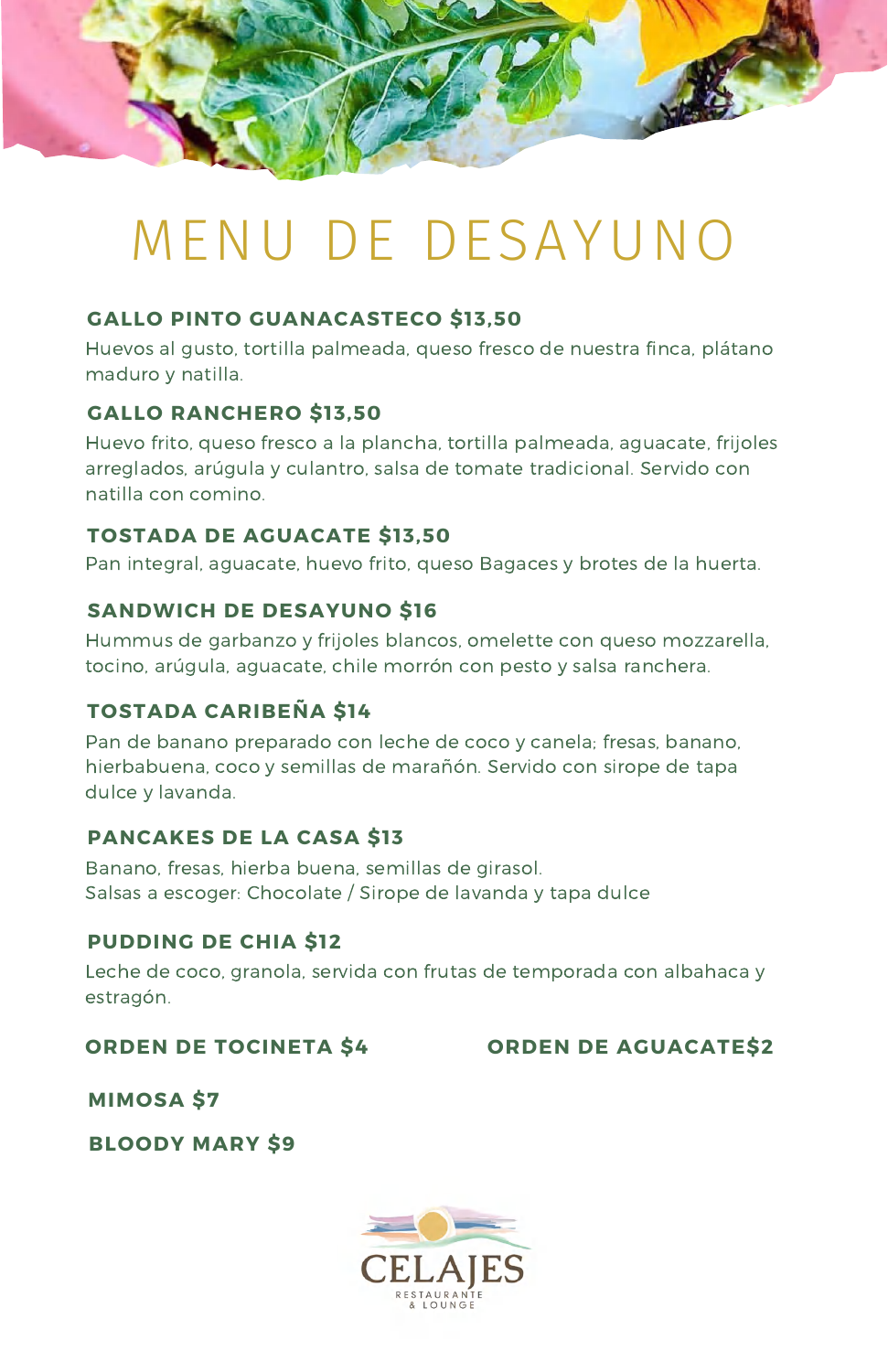# MENU DE DESAYUNO

**GALLO PINTO GUANACASTECO $13,50**

Huevos al gusto, tortilla palmeada, queso fresco de nuestra finca, plátano maduro y natilla.

**GALLO RANCHERO $13,50**

Huevo frito, queso fresco a la plancha, tortilla palmeada, aguacate, frijoles arreglados, arúgula y culantro, salsa de tomate tradicional. Servido con natilla con comino.

**TOSTADA DE AGUACATE $13,50**

Pan integral, aguacate, huevo frito, queso Bagaces y brotes de la huerta.

**SANDWICH DE DESAYUNO $16**

Hummus de garbanzo y frijoles blancos, omelette con queso mozzarella, tocino, arúgula, aguacate, chile morrón con pesto y salsa ranchera.

**TOSTADA CARIBEÑA $14**

Pan de banano preparado con leche de coco y canela; fresas, banano, hierbabuena, coco y semillas de marañón. Servido con sirope de tapa dulce y lavanda.

**PANCAKES DE LA CASA $13**

Banano, fresas, hierba buena, semillas de girasol.
Salsas a escoger: Chocolate / Sirope de lavanda y tapa dulce

**PUDDING DE CHIA $12**

Leche de coco, granola, servida con frutas de temporada con albahaca y estragón.

**ORDEN DE TOCINETA $4**

**ORDEN DE AGUACATE$2**

**MIMOSA $7**

**BLOODY MARY $9**

CELAJES
RESTAURANTE & LOUNGE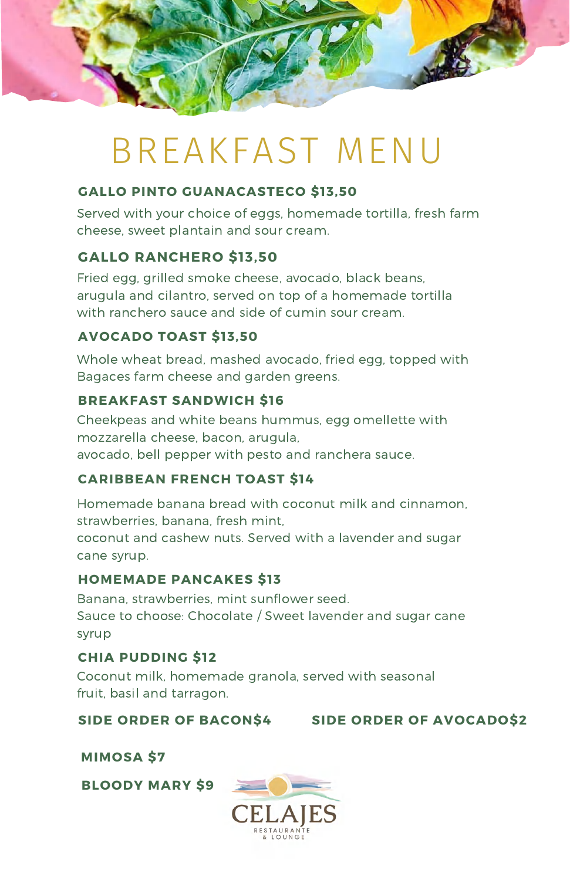# BREAKFAST MENU

**GALLO PINTO GUANACASTECO $13,50**

Served with your choice of eggs, homemade tortilla, fresh farm cheese, sweet plantain and sour cream.

**GALLO RANCHERO $13,50**

Fried egg, grilled smoke cheese, avocado, black beans, arugula and cilantro, served on top of a homemade tortilla with ranchero sauce and side of cumin sour cream.

**AVOCADO TOAST $13,50**

Whole wheat bread, mashed avocado, fried egg, topped with Bagaces farm cheese and garden greens.

**BREAKFAST SANDWICH $16**

Cheekpeas and white beans hummus, egg omellette with mozzarella cheese, bacon, arugula,
avocado, bell pepper with pesto and ranchera sauce.

**CARIBBEAN FRENCH TOAST $14**

Homemade banana bread with coconut milk and cinnamon, strawberries, banana, fresh mint,
coconut and cashew nuts. Served with a lavender and sugar cane syrup.

**HOMEMADE PANCAKES $13**

Banana, strawberries, mint sunflower seed.
Sauce to choose: Chocolate / Sweet lavender and sugar cane syrup

**CHIA PUDDING $12**

Coconut milk, homemade granola, served with seasonal fruit, basil and tarragon.

**SIDE ORDER OF BACON$4**

**SIDE ORDER OF AVOCADO$2**

**MIMOSA $7**

**BLOODY MARY $9**

CELAJES
RESTAURANTE & LOUNGE